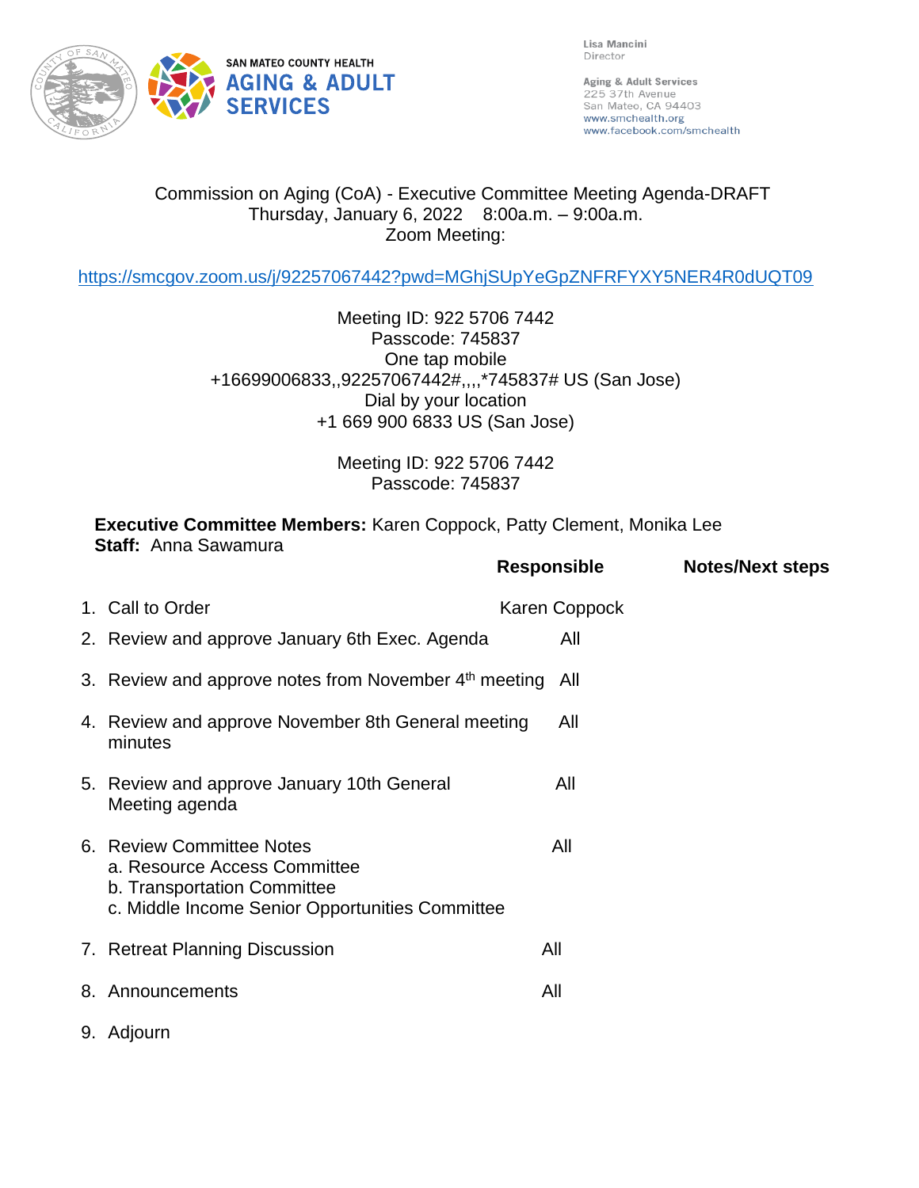SAN MATEO COUNTY HEALTH
AGING & ADULT SERVICES

Lisa Mancini
Director

Aging & Adult Services
225 37th Avenue
San Mateo, CA 94403
www.smchealth.org
www.facebook.com/smchealth

Commission on Aging (CoA) - Executive Committee Meeting Agenda-DRAFT
Thursday, January 6, 2022 8:00a.m. – 9:00a.m.
Zoom Meeting:

https://smcgov.zoom.us/j/92257067442?pwd=MGhjSUpYeGpZNFRFYXY5NER4R0dUQT09

Meeting ID: 922 5706 7442
Passcode: 745837
One tap mobile
+16699006833,,92257067442#,,,,*745837# US (San Jose)
Dial by your location
+1 669 900 6833 US (San Jose)

Meeting ID: 922 5706 7442
Passcode: 745837

**Executive Committee Members:** Karen Coppock, Patty Clement, Monika Lee
**Staff:** Anna Sawamura

| | Responsible | Notes/Next steps |
|---|---|---|
| 1. Call to Order | Karen Coppock | |
| 2. Review and approve January 6th Exec. Agenda | All | |
| 3. Review and approve notes from November 4th meeting | All | |
| 4. Review and approve November 8th General meeting minutes | All | |
| 5. Review and approve January 10th General Meeting agenda | All | |
| 6. Review Committee Notes<br>a. Resource Access Committee<br>b. Transportation Committee<br>c. Middle Income Senior Opportunities Committee | All | |
| 7. Retreat Planning Discussion | All | |
| 8. Announcements | All | |
| 9. Adjourn | | |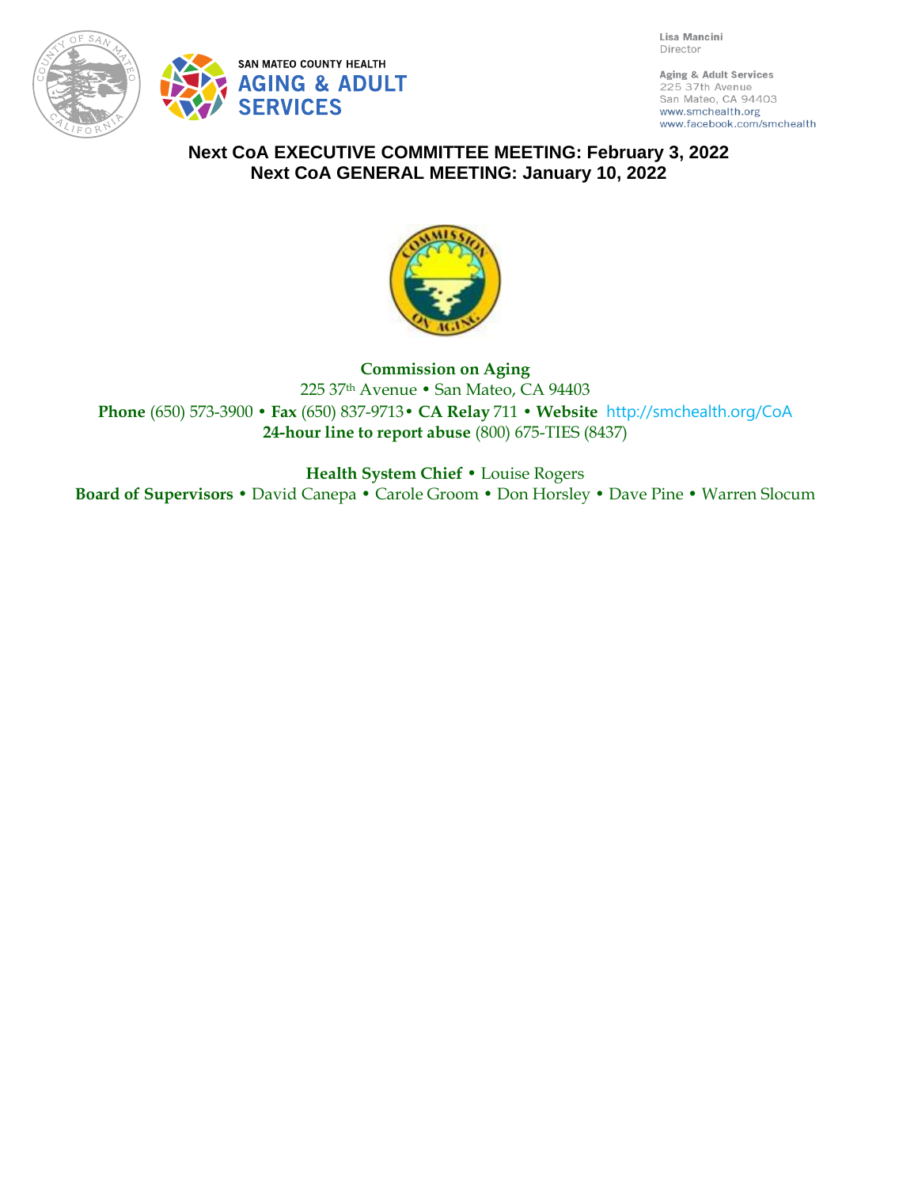Lisa Mancini
Director

Aging & Adult Services
225 37th Avenue
San Mateo, CA 94403
www.smchealth.org
www.facebook.com/smchealth

SAN MATEO COUNTY HEALTH
AGING & ADULT SERVICES

**Next CoA EXECUTIVE COMMITTEE MEETING: February 3, 2022**
**Next CoA GENERAL MEETING: January 10, 2022**

**Commission on Aging**
225 37th Avenue • San Mateo, CA 94403
**Phone** (650) 573-3900 • **Fax** (650) 837-9713• **CA Relay** 711 • **Website** http://smchealth.org/CoA
**24-hour line to report abuse** (800) 675-TIES (8437)

**Health System Chief** • Louise Rogers
**Board of Supervisors** • David Canepa • Carole Groom • Don Horsley • Dave Pine • Warren Slocum